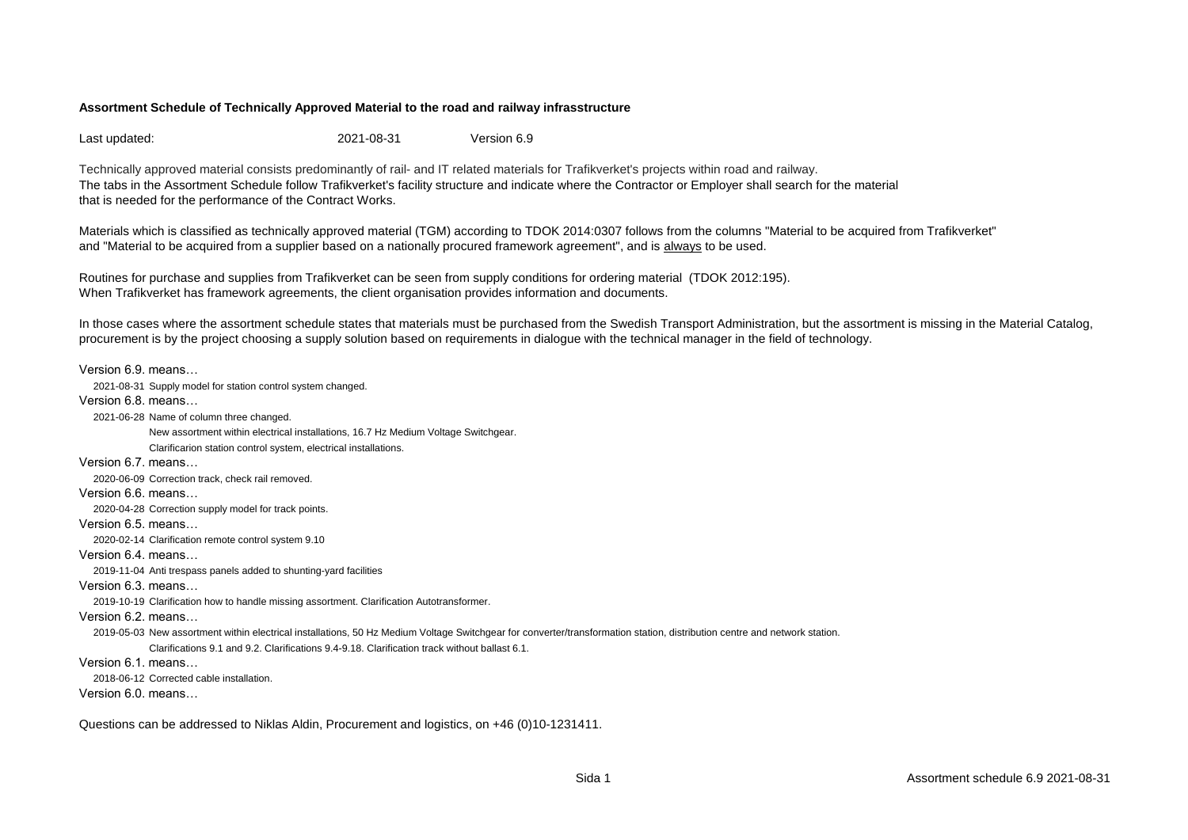**Assortment Schedule of Technically Approved Material to the road and railway infrasstructure**

Last updated: 2021-08-31 Version 6.9

Technically approved material consists predominantly of rail- and IT related materials for Trafikverket's projects within road and railway.
The tabs in the Assortment Schedule follow Trafikverket's facility structure and indicate where the Contractor or Employer shall search for the material that is needed for the performance of the Contract Works.

Materials which is classified as technically approved material (TGM) according to TDOK 2014:0307 follows from the columns "Material to be acquired from Trafikverket" and "Material to be acquired from a supplier based on a nationally procured framework agreement", and is always to be used.

Routines for purchase and supplies from Trafikverket can be seen from supply conditions for ordering material (TDOK 2012:195).
When Trafikverket has framework agreements, the client organisation provides information and documents.

In those cases where the assortment schedule states that materials must be purchased from the Swedish Transport Administration, but the assortment is missing in the Material Catalog, procurement is by the project choosing a supply solution based on requirements in dialogue with the technical manager in the field of technology.

Version 6.9. means…

2021-08-31 Supply model for station control system changed.

Version 6.8. means…

2021-06-28 Name of column three changed.
New assortment within electrical installations, 16.7 Hz Medium Voltage Switchgear.
Clarificarion station control system, electrical installations.

Version 6.7. means…

2020-06-09 Correction track, check rail removed.

Version 6.6. means…

2020-04-28 Correction supply model for track points.

Version 6.5. means…

2020-02-14 Clarification remote control system 9.10

Version 6.4. means…

2019-11-04 Anti trespass panels added to shunting-yard facilities

Version 6.3. means…

2019-10-19 Clarification how to handle missing assortment. Clarification Autotransformer.

Version 6.2. means…

2019-05-03 New assortment within electrical installations, 50 Hz Medium Voltage Switchgear for converter/transformation station, distribution centre and network station.
Clarifications 9.1 and 9.2. Clarifications 9.4-9.18. Clarification track without ballast 6.1.

Version 6.1. means…

2018-06-12 Corrected cable installation.

Version 6.0. means…

Questions can be addressed to Niklas Aldin, Procurement and logistics, on +46 (0)10-1231411.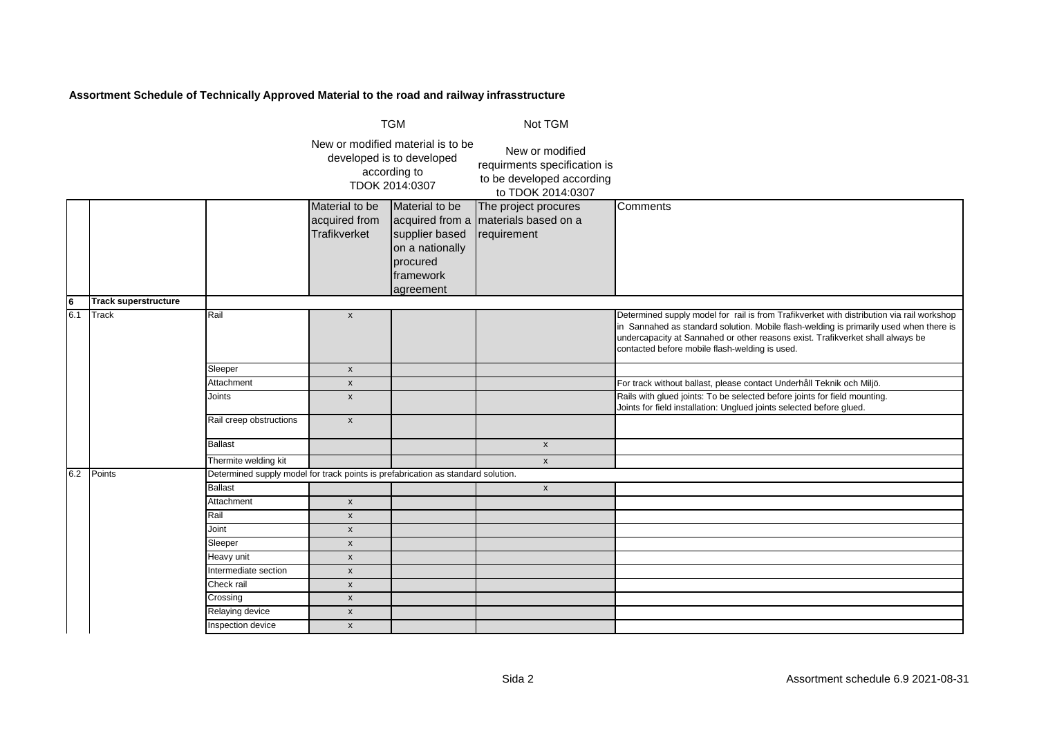**Assortment Schedule of Technically Approved Material to the road and railway infrasstructure**

| | | | TGM | | Not TGM | |
|---|---|---|---|---|---|---|
| | | | New or modified material is to be developed is to developed according to TDOK 2014:0307 | | New or modified requirments specification is to be developed according to TDOK 2014:0307 | |
| | | | Material to be acquired from Trafikverket | Material to be acquired from a supplier based on a nationally procured framework agreement | The project procures materials based on a requirement | Comments |
| **6** | **Track superstructure** | | | | | |
| 6.1 | Track | Rail | x | | | Determined supply model for rail is from Trafikverket with distribution via rail workshop in Sannahed as standard solution. Mobile flash-welding is primarily used when there is undercapacity at Sannahed or other reasons exist. Trafikverket shall always be contacted before mobile flash-welding is used. |
| | | Sleeper | x | | | |
| | | Attachment | x | | | For track without ballast, please contact Underhåll Teknik och Miljö. |
| | | Joints | x | | | Rails with glued joints: To be selected before joints for field mounting. Joints for field installation: Unglued joints selected before glued. |
| | | Rail creep obstructions | x | | | |
| | | Ballast | | | x | |
| | | Thermite welding kit | | | x | |
| 6.2 | Points | Determined supply model for track points is prefabrication as standard solution. | | | | |
| | | Ballast | | | x | |
| | | Attachment | x | | | |
| | | Rail | x | | | |
| | | Joint | x | | | |
| | | Sleeper | x | | | |
| | | Heavy unit | x | | | |
| | | Intermediate section | x | | | |
| | | Check rail | x | | | |
| | | Crossing | x | | | |
| | | Relaying device | x | | | |
| | | Inspection device | x | | | |

Assortment schedule 6.9 2021-08-31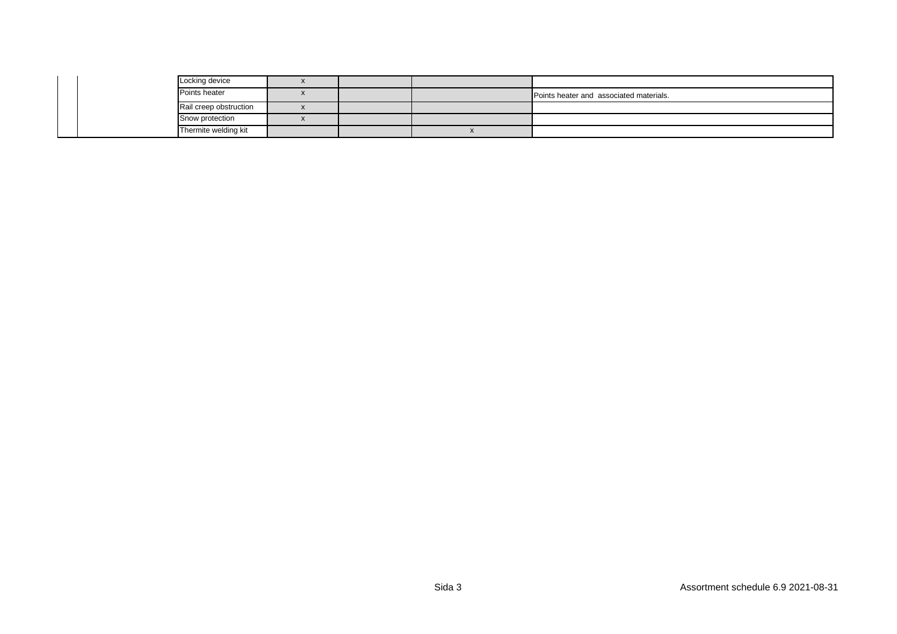| | | | | | | |
|---|---|---|---|---|---|---|
| | | Locking device | x | | | |
| | | Points heater | x | | | Points heater and associated materials. |
| | | Rail creep obstruction | x | | | |
| | | Snow protection | x | | | |
| | | Thermite welding kit | | | x | |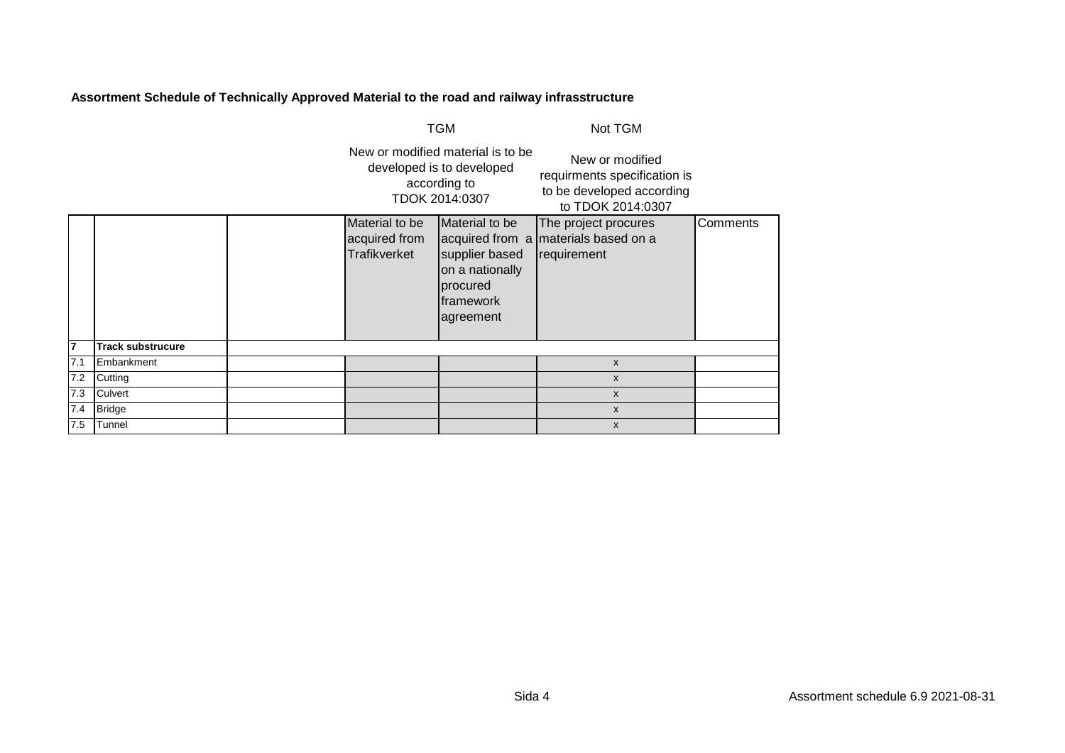**Assortment Schedule of Technically Approved Material to the road and railway infrasstructure**

| | | | TGM | | Not TGM | |
|---|---|---|---|---|---|---|
| | | | New or modified material is to be developed is to developed according to TDOK 2014:0307 | | New or modified requirments specification is to be developed according to TDOK 2014:0307 | |
| | | | Material to be acquired from Trafikverket | Material to be acquired from a supplier based on a nationally procured framework agreement | The project procures materials based on a requirement | Comments |
| **7** | **Track substrucure** | | | | | |
| 7.1 | Embankment | | | | x | |
| 7.2 | Cutting | | | | x | |
| 7.3 | Culvert | | | | x | |
| 7.4 | Bridge | | | | x | |
| 7.5 | Tunnel | | | | x | |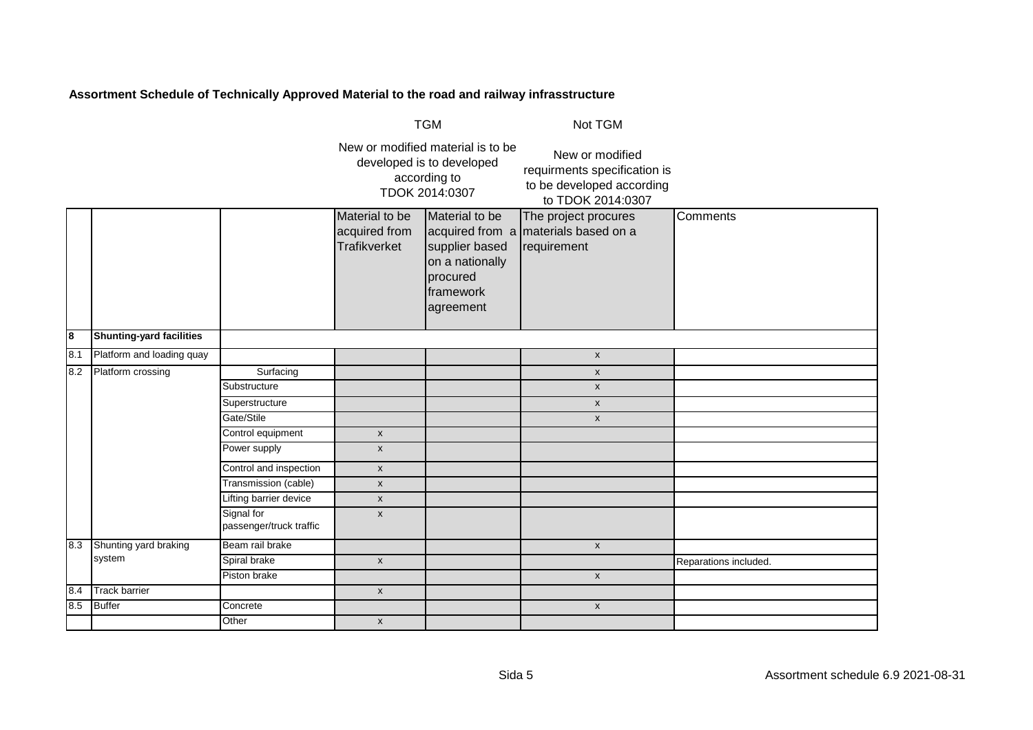**Assortment Schedule of Technically Approved Material to the road and railway infrasstructure**

| | | | TGM | | Not TGM | |
|---|---|---|---|---|---|---|
| | | | New or modified material is to be developed is to developed according to TDOK 2014:0307 | | New or modified requirments specification is to be developed according to TDOK 2014:0307 | |
| | | | Material to be acquired from Trafikverket | Material to be acquired from a supplier based on a nationally procured framework agreement | The project procures materials based on a requirement | Comments |
| **8** | **Shunting-yard facilities** | | | | | |
| 8.1 | Platform and loading quay | | | | x | |
| 8.2 | Platform crossing | Surfacing | | | x | |
| | | Substructure | | | x | |
| | | Superstructure | | | x | |
| | | Gate/Stile | | | x | |
| | | Control equipment | x | | | |
| | | Power supply | x | | | |
| | | Control and inspection | x | | | |
| | | Transmission (cable) | x | | | |
| | | Lifting barrier device | x | | | |
| | | Signal for passenger/truck traffic | x | | | |
| 8.3 | Shunting yard braking system | Beam rail brake | | | x | |
| | | Spiral brake | x | | | Reparations included. |
| | | Piston brake | | | x | |
| 8.4 | Track barrier | | x | | | |
| 8.5 | Buffer | Concrete | | | x | |
| | | Other | x | | | |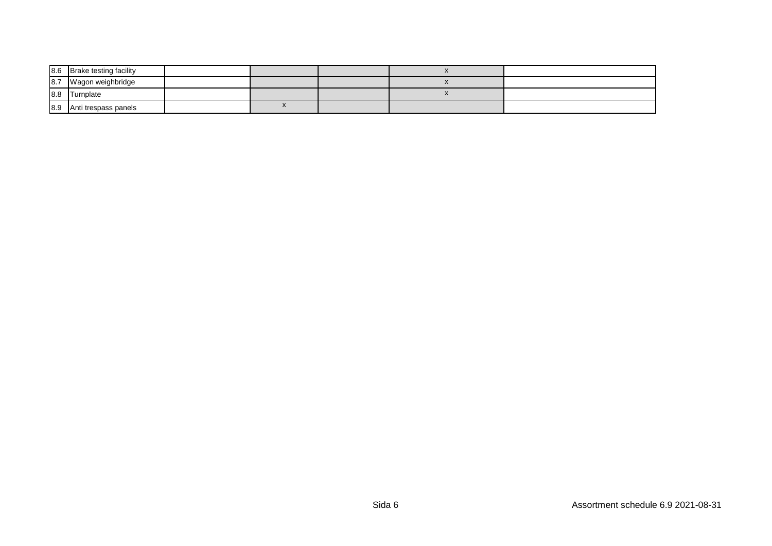| | | | | | | |
|---|---|---|---|---|---|---|
| 8.6 | Brake testing facility | | | | x | |
| 8.7 | Wagon weighbridge | | | | x | |
| 8.8 | Turnplate | | | | x | |
| 8.9 | Anti trespass panels | | x | | | |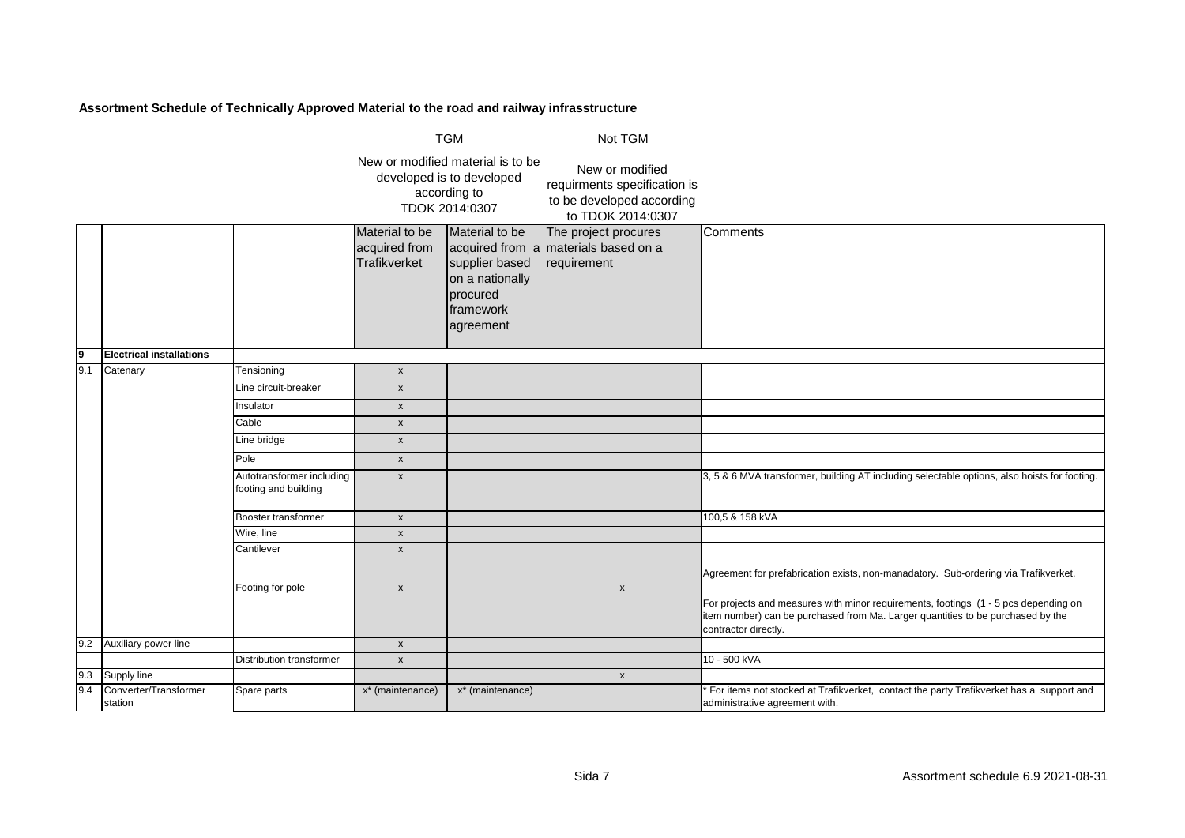**Assortment Schedule of Technically Approved Material to the road and railway infrasstructure**

| | | | TGM | | Not TGM | |
|---|---|---|---|---|---|---|
| | | | New or modified material is to be developed is to developed according to TDOK 2014:0307 | | New or modified requirments specification is to be developed according to TDOK 2014:0307 | |
| | | | Material to be acquired from Trafikverket | Material to be acquired from a supplier based on a nationally procured framework agreement | The project procures materials based on a requirement | Comments |
| **9** | **Electrical installations** | | | | | |
| 9.1 | Catenary | Tensioning | x | | | |
| | | Line circuit-breaker | x | | | |
| | | Insulator | x | | | |
| | | Cable | x | | | |
| | | Line bridge | x | | | |
| | | Pole | x | | | |
| | | Autotransformer including footing and building | x | | | 3, 5 & 6 MVA transformer, building AT including selectable options, also hoists for footing. |
| | | Booster transformer | x | | | 100,5 & 158 kVA |
| | | Wire, line | x | | | |
| | | Cantilever | x | | | Agreement for prefabrication exists, non-manadatory. Sub-ordering via Trafikverket. |
| | | Footing for pole | x | | x | For projects and measures with minor requirements, footings (1 - 5 pcs depending on item number) can be purchased from Ma. Larger quantities to be purchased by the contractor directly. |
| 9.2 | Auxiliary power line | | x | | | |
| | | Distribution transformer | x | | | 10 - 500 kVA |
| 9.3 | Supply line | | | | x | |
| 9.4 | Converter/Transformer station | Spare parts | x* (maintenance) | x* (maintenance) | | * For items not stocked at Trafikverket, contact the party Trafikverket has a support and administrative agreement with. |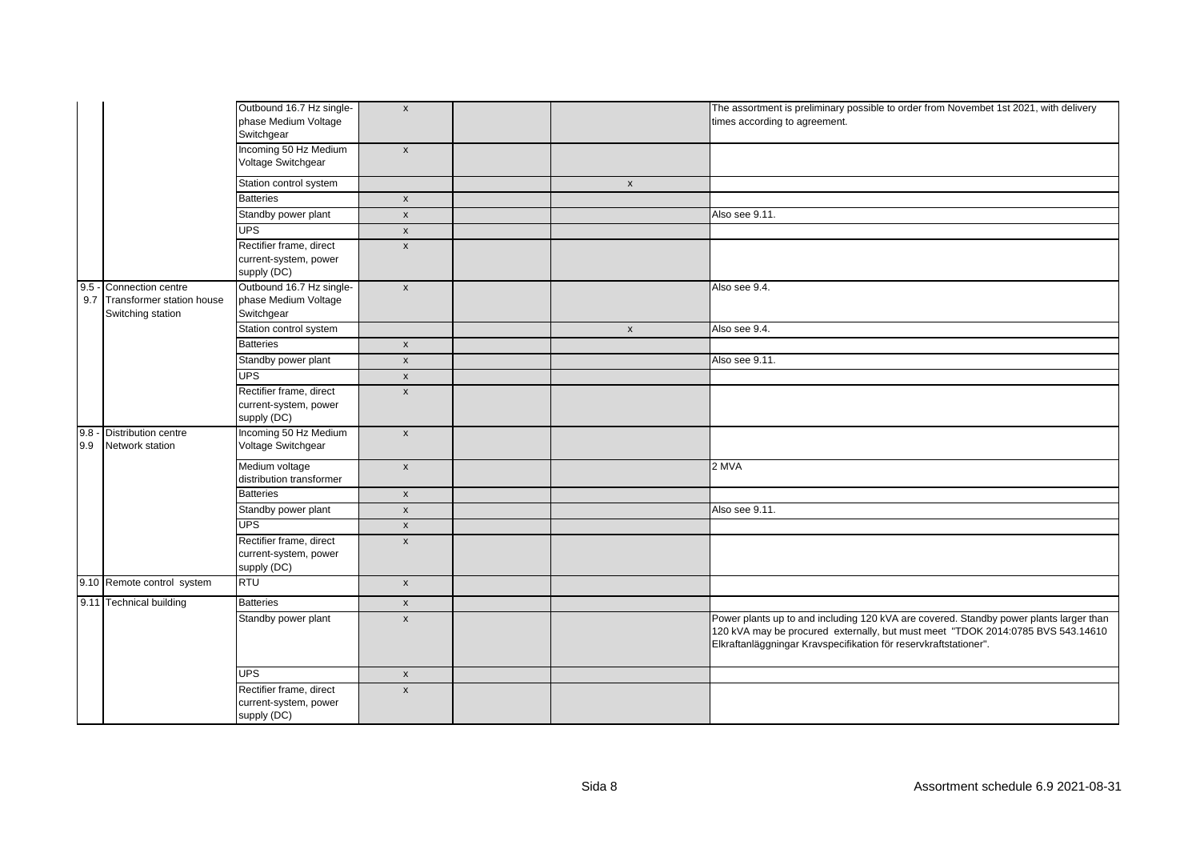| | | | | | | |
|---|---|---|---|---|---|---|
| | | Outbound 16.7 Hz single-phase Medium Voltage Switchgear | x | | | The assortment is preliminary possible to order from Novembet 1st 2021, with delivery times according to agreement. |
| | | Incoming 50 Hz Medium Voltage Switchgear | x | | | |
| | | Station control system | | | x | |
| | | Batteries | x | | | |
| | | Standby power plant | x | | | Also see 9.11. |
| | | UPS | x | | | |
| | | Rectifier frame, direct current-system, power supply (DC) | x | | | |
| 9.5 - 9.7 | Connection centre Transformer station house Switching station | Outbound 16.7 Hz single-phase Medium Voltage Switchgear | x | | | Also see 9.4. |
| | | Station control system | | | x | Also see 9.4. |
| | | Batteries | x | | | |
| | | Standby power plant | x | | | Also see 9.11. |
| | | UPS | x | | | |
| | | Rectifier frame, direct current-system, power supply (DC) | x | | | |
| 9.8 - 9.9 | Distribution centre Network station | Incoming 50 Hz Medium Voltage Switchgear | x | | | |
| | | Medium voltage distribution transformer | x | | | 2 MVA |
| | | Batteries | x | | | |
| | | Standby power plant | x | | | Also see 9.11. |
| | | UPS | x | | | |
| | | Rectifier frame, direct current-system, power supply (DC) | x | | | |
| 9.10 | Remote control system | RTU | x | | | |
| 9.11 | Technical building | Batteries | x | | | |
| | | Standby power plant | x | | | Power plants up to and including 120 kVA are covered. Standby power plants larger than 120 kVA may be procured externally, but must meet "TDOK 2014:0785 BVS 543.14610 Elkraftanläggningar Kravspecifikation för reservkraftstationer". |
| | | UPS | x | | | |
| | | Rectifier frame, direct current-system, power supply (DC) | x | | | |

Assortment schedule 6.9 2021-08-31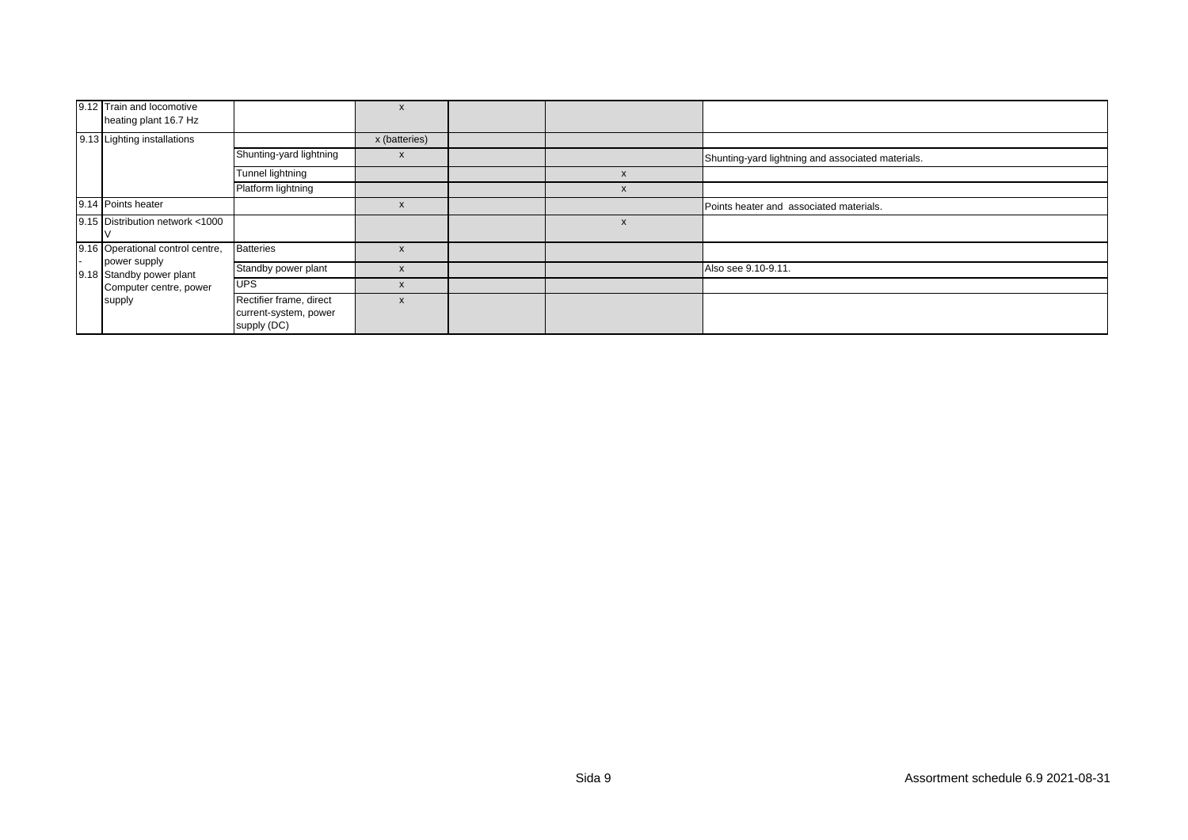| | | | | | | |
|---|---|---|---|---|---|---|
| 9.12 | Train and locomotive heating plant 16.7 Hz | | x | | | |
| 9.13 | Lighting installations | | x (batteries) | | | |
| | | Shunting-yard lightning | x | | | Shunting-yard lightning and associated materials. |
| | | Tunnel lightning | | | x | |
| | | Platform lightning | | | x | |
| 9.14 | Points heater | | x | | | Points heater and associated materials. |
| 9.15 | Distribution network <1000 V | | | | x | |
| 9.16 - 9.18 | Operational control centre, power supply Standby power plant Computer centre, power supply | Batteries | x | | | |
| | | Standby power plant | x | | | Also see 9.10-9.11. |
| | | UPS | x | | | |
| | | Rectifier frame, direct current-system, power supply (DC) | x | | | |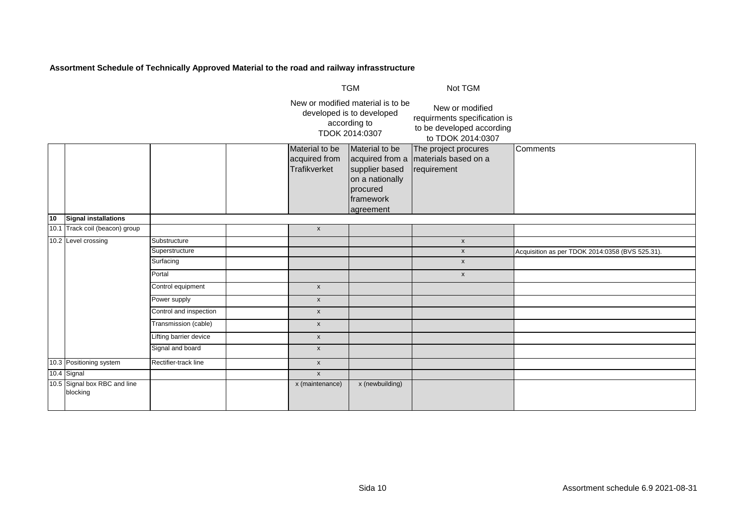**Assortment Schedule of Technically Approved Material to the road and railway infrasstructure**

| | | | | TGM | | Not TGM | |
|---|---|---|---|---|---|---|---|
| | | | | New or modified material is to be developed is to developed according to TDOK 2014:0307 | | New or modified requirments specification is to be developed according to TDOK 2014:0307 | |
| | | | | Material to be acquired from Trafikverket | Material to be acquired from a supplier based on a nationally procured framework agreement | The project procures materials based on a requirement | Comments |
| **10** | **Signal installations** | | | | | | |
| 10.1 | Track coil (beacon) group | | | x | | | |
| 10.2 | Level crossing | Substructure | | | | x | |
| | | Superstructure | | | | x | Acquisition as per TDOK 2014:0358 (BVS 525.31). |
| | | Surfacing | | | | x | |
| | | Portal | | | | x | |
| | | Control equipment | | x | | | |
| | | Power supply | | x | | | |
| | | Control and inspection | | x | | | |
| | | Transmission (cable) | | x | | | |
| | | Lifting barrier device | | x | | | |
| | | Signal and board | | x | | | |
| 10.3 | Positioning system | Rectifier-track line | | x | | | |
| 10.4 | Signal | | | x | | | |
| 10.5 | Signal box RBC and line blocking | | | x (maintenance) | x (newbuilding) | | |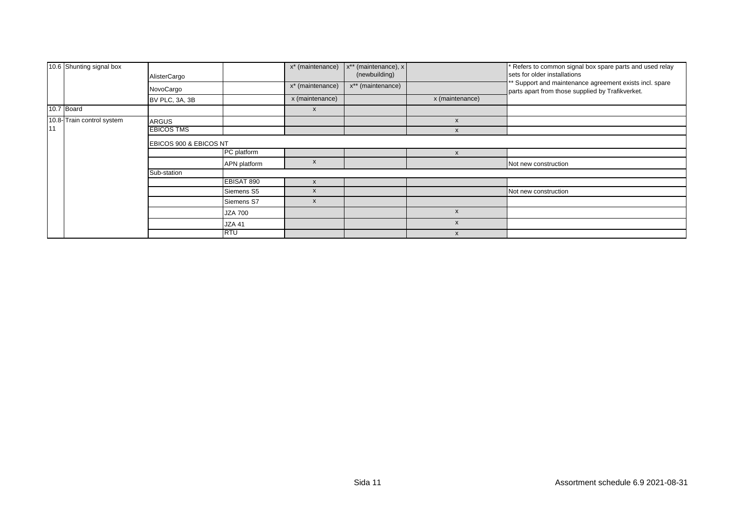| | | | | | | | |
|---|---|---|---|---|---|---|---|
| 10.6 | Shunting signal box | AlisterCargo | | x* (maintenance) | x** (maintenance), x (newbuilding) | | * Refers to common signal box spare parts and used relay sets for older installations<br>** Support and maintenance agreement exists incl. spare parts apart from those supplied by Trafikverket. |
| | | NovoCargo | | x* (maintenance) | x** (maintenance) | | |
| | | BV PLC, 3A, 3B | | x (maintenance) | | x (maintenance) | |
| 10.7 | Board | | | x | | | |
| 10.8-11 | Train control system | ARGUS | | | | x | |
| | | EBICOS TMS | | | | x | |
| | | EBICOS 900 & EBICOS NT | | | | | |
| | | | PC platform | | | x | |
| | | | APN platform | x | | | Not new construction |
| | | Sub-station | | | | | |
| | | | EBISAT 890 | x | | | |
| | | | Siemens S5 | x | | | Not new construction |
| | | | Siemens S7 | x | | | |
| | | | JZA 700 | | | x | |
| | | | JZA 41 | | | x | |
| | | | RTU | | | x | |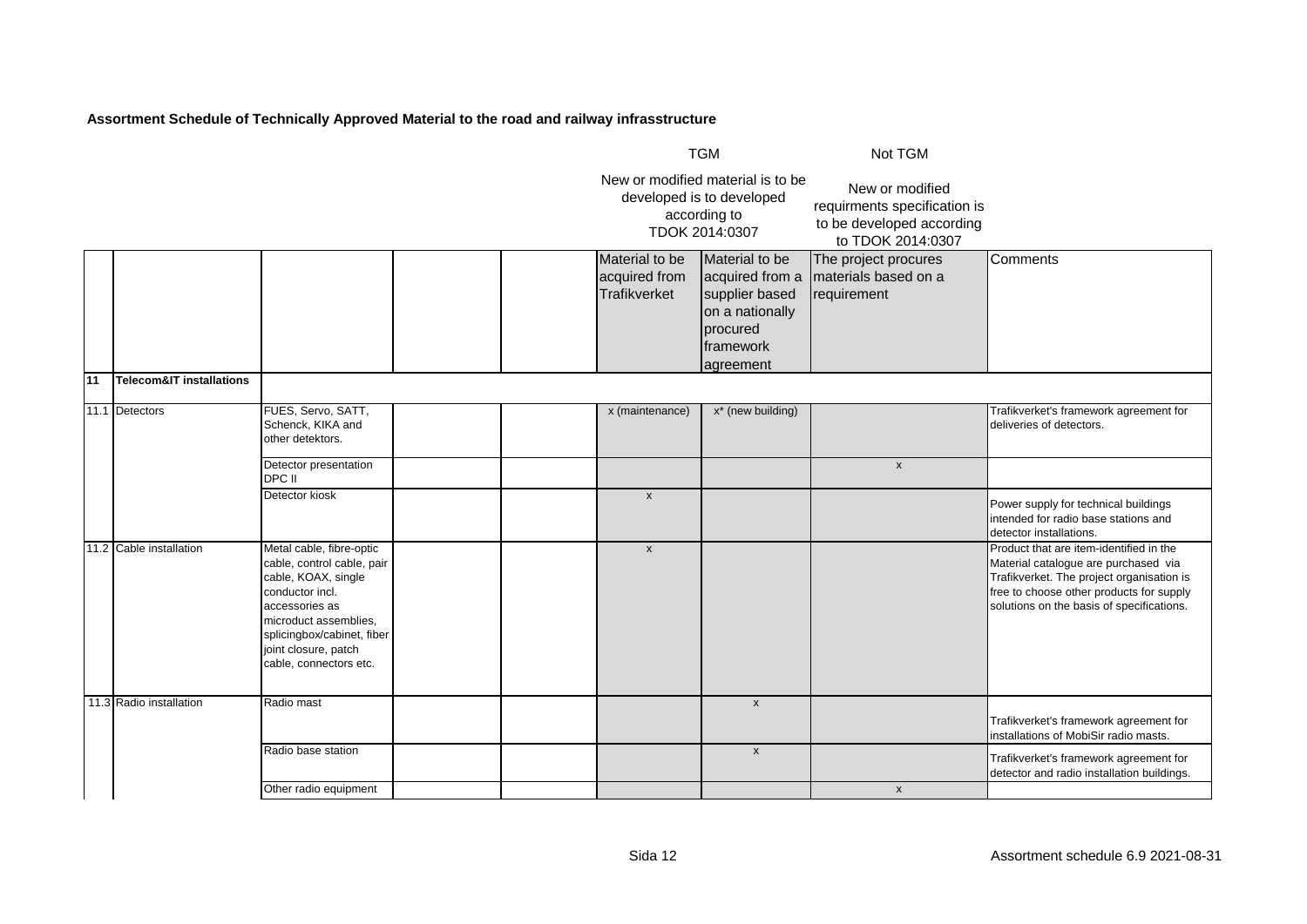**Assortment Schedule of Technically Approved Material to the road and railway infrasstructure**

| | | | | | TGM | | Not TGM | |
|---|---|---|---|---|---|---|---|---|
| | | | | | New or modified material is to be developed is to developed according to TDOK 2014:0307 | | New or modified requirments specification is to be developed according to TDOK 2014:0307 | |
| | | | | | Material to be acquired from Trafikverket | Material to be acquired from a supplier based on a nationally procured framework agreement | The project procures materials based on a requirement | Comments |
| **11** | **Telecom&IT installations** | | | | | | | |
| 11.1 | Detectors | FUES, Servo, SATT, Schenck, KIKA and other detektors. | | | x (maintenance) | x* (new building) | | Trafikverket's framework agreement for deliveries of detectors. |
| | | Detector presentation DPC II | | | | | x | |
| | | Detector kiosk | | | x | | | Power supply for technical buildings intended for radio base stations and detector installations. |
| 11.2 | Cable installation | Metal cable, fibre-optic cable, control cable, pair cable, KOAX, single conductor incl. accessories as microduct assemblies, splicingbox/cabinet, fiber joint closure, patch cable, connectors etc. | | | x | | | Product that are item-identified in the Material catalogue are purchased via Trafikverket. The project organisation is free to choose other products for supply solutions on the basis of specifications. |
| 11.3 | Radio installation | Radio mast | | | | x | | Trafikverket's framework agreement for installations of MobiSir radio masts. |
| | | Radio base station | | | | x | | Trafikverket's framework agreement for detector and radio installation buildings. |
| | | Other radio equipment | | | | | x | |

Assortment schedule 6.9 2021-08-31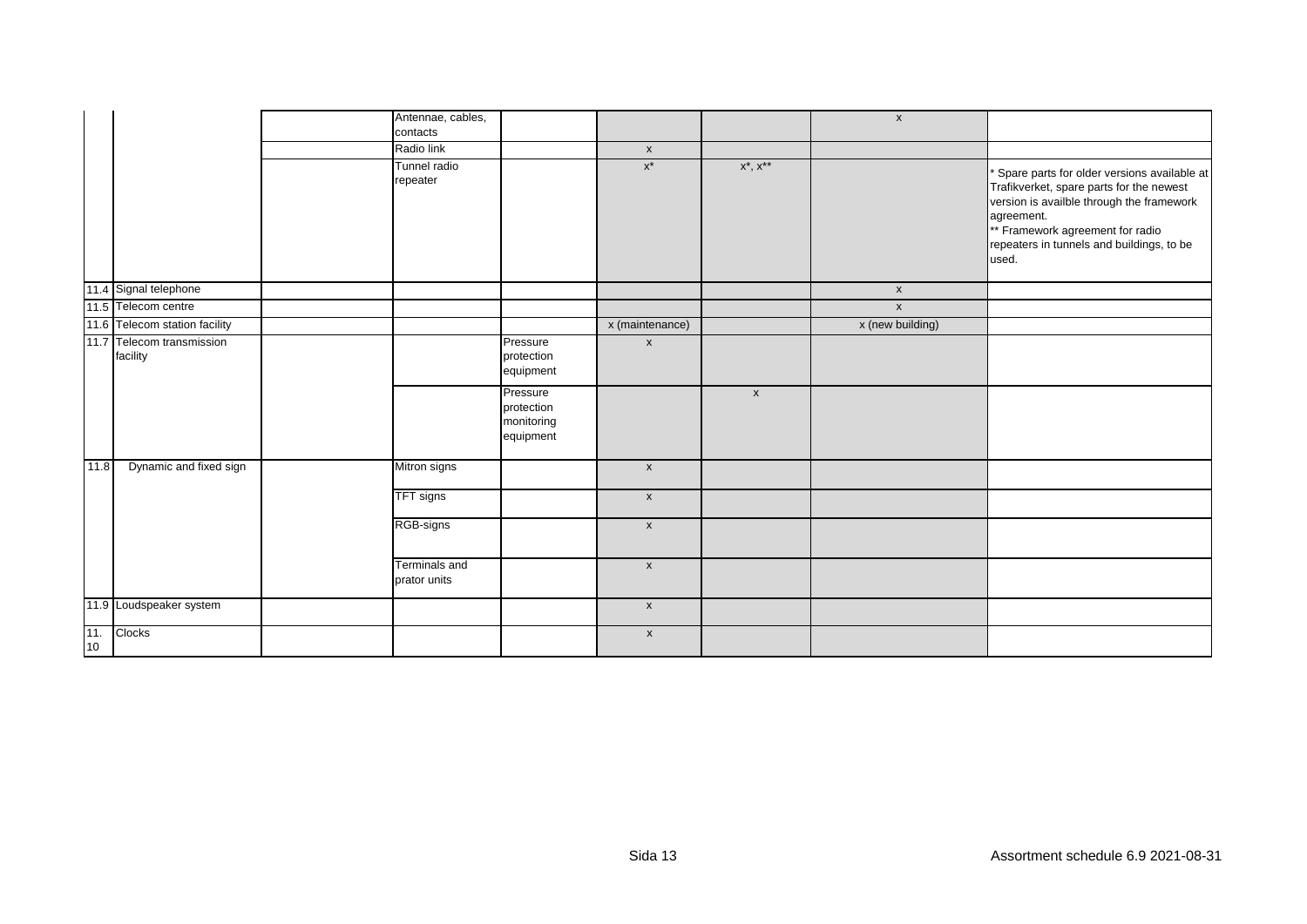| | | | | | | | | |
|---|---|---|---|---|---|---|---|---|
| | | | Antennae, cables, contacts | | | | x | |
| | | | Radio link | | x | | | |
| | | | Tunnel radio repeater | | x* | x*, x** | | * Spare parts for older versions available at Trafikverket, spare parts for the newest version is availble through the framework agreement.<br>** Framework agreement for radio repeaters in tunnels and buildings, to be used. |
| 11.4 | Signal telephone | | | | | | x | |
| 11.5 | Telecom centre | | | | | | x | |
| 11.6 | Telecom station facility | | | | x (maintenance) | | x (new building) | |
| 11.7 | Telecom transmission facility | | | Pressure protection equipment | x | | | |
| | | | | Pressure protection monitoring equipment | | x | | |
| 11.8 | Dynamic and fixed sign | | Mitron signs | | x | | | |
| | | | TFT signs | | x | | | |
| | | | RGB-signs | | x | | | |
| | | | Terminals and prator units | | x | | | |
| 11.9 | Loudspeaker system | | | | x | | | |
| 11.10 | Clocks | | | | x | | | |

Assortment schedule 6.9 2021-08-31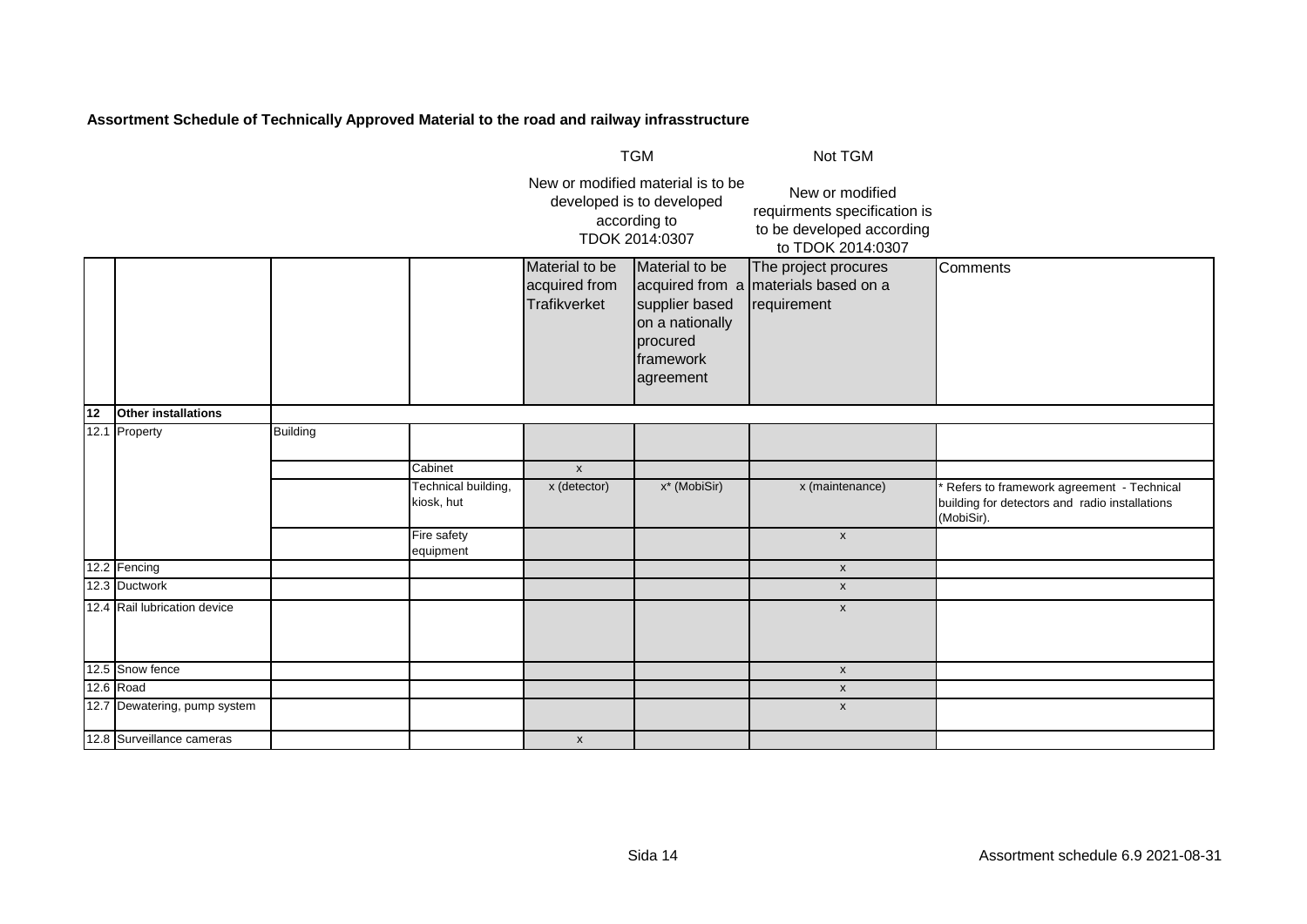**Assortment Schedule of Technically Approved Material to the road and railway infrasstructure**

| | | | | TGM | | Not TGM | |
|---|---|---|---|---|---|---|---|
| | | | | New or modified material is to be developed is to developed according to TDOK 2014:0307 | | New or modified requirments specification is to be developed according to TDOK 2014:0307 | |
| | | | | Material to be acquired from Trafikverket | Material to be acquired from a supplier based on a nationally procured framework agreement | The project procures materials based on a requirement | Comments |
| **12** | **Other installations** | | | | | | |
| 12.1 | Property | Building | | | | | |
| | | | Cabinet | x | | | |
| | | | Technical building, kiosk, hut | x (detector) | x* (MobiSir) | x (maintenance) | * Refers to framework agreement - Technical building for detectors and radio installations (MobiSir). |
| | | | Fire safety equipment | | | x | |
| 12.2 | Fencing | | | | | x | |
| 12.3 | Ductwork | | | | | x | |
| 12.4 | Rail lubrication device | | | | | x | |
| 12.5 | Snow fence | | | | | x | |
| 12.6 | Road | | | | | x | |
| 12.7 | Dewatering, pump system | | | | | x | |
| 12.8 | Surveillance cameras | | | x | | | |

Assortment schedule 6.9 2021-08-31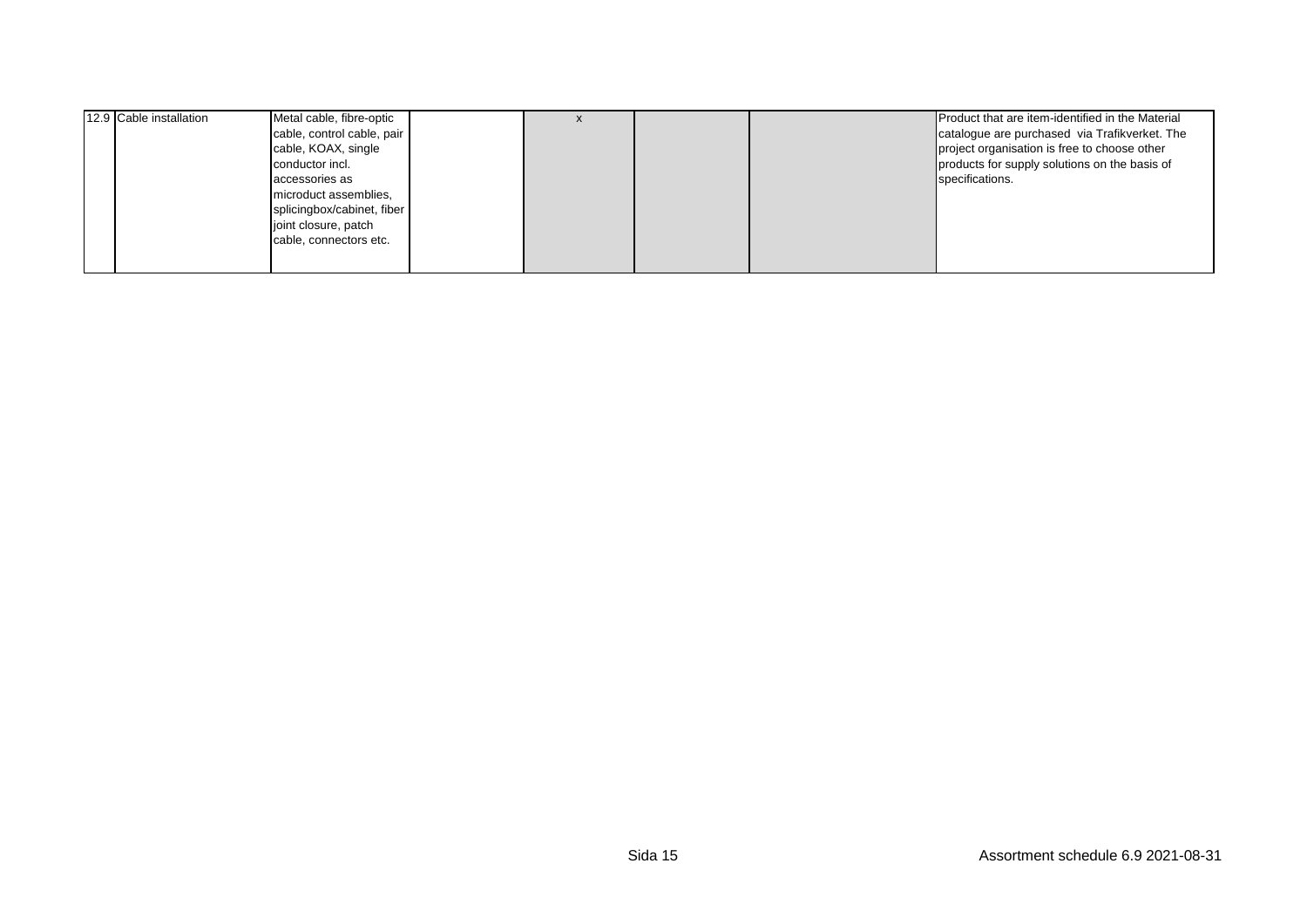| | | | | | | | |
|---|---|---|---|---|---|---|---|
| 12.9 | Cable installation | Metal cable, fibre-optic cable, control cable, pair cable, KOAX, single conductor incl. accessories as microduct assemblies, splicingbox/cabinet, fiber joint closure, patch cable, connectors etc. | | x | | | Product that are item-identified in the Material catalogue are purchased via Trafikverket. The project organisation is free to choose other products for supply solutions on the basis of specifications. |